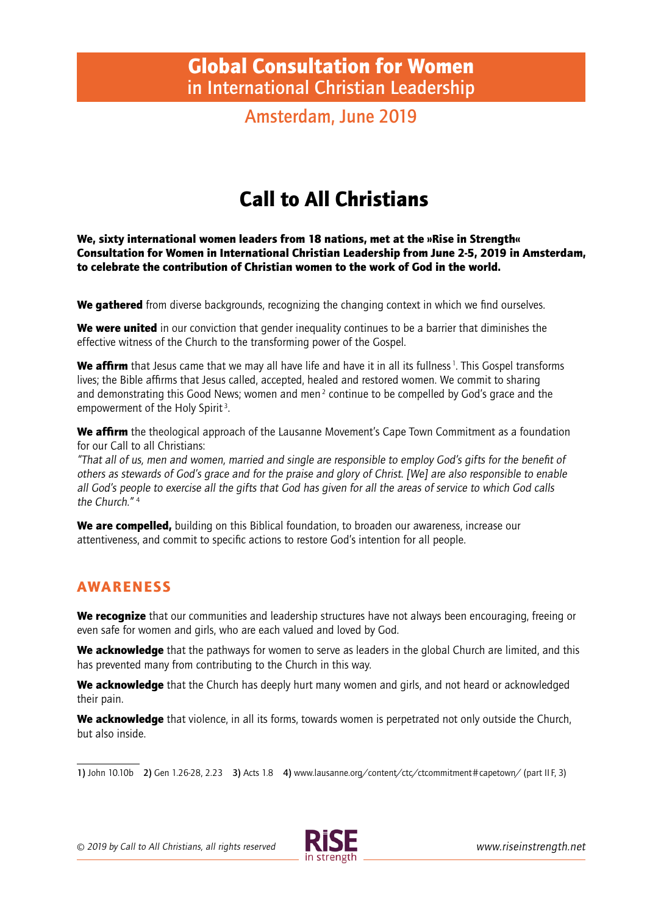# Global Consultation for Women in International Christian Leadership

## Amsterdam, June 2019

# Call to All Christians

**We, sixty international women leaders from 18 nations, met at the »Rise in Strength« Consultation for Women in International Christian Leadership from June 2-5, 2019 in Amsterdam, to celebrate the contribution of Christian women to the work of God in the world.**

**We gathered** from diverse backgrounds, recognizing the changing context in which we find ourselves.

**We were united** in our conviction that gender inequality continues to be a barrier that diminishes the effective witness of the Church to the transforming power of the Gospel.

**We affirm** that Jesus came that we may all have life and have it in all its fullness[1]. This Gospel transforms lives; the Bible affirms that Jesus called, accepted, healed and restored women. We commit to sharing and demonstrating this Good News; women and men[2] continue to be compelled by God's grace and the empowerment of the Holy Spirit[3].

**We affirm** the theological approach of the Lausanne Movement's Cape Town Commitment as a foundation for our Call to all Christians:
*"That all of us, men and women, married and single are responsible to employ God's gifts for the benefit of others as stewards of God's grace and for the praise and glory of Christ. [We] are also responsible to enable all God's people to exercise all the gifts that God has given for all the areas of service to which God calls the Church."* [4]

**We are compelled,** building on this Biblical foundation, to broaden our awareness, increase our attentiveness, and commit to specific actions to restore God's intention for all people.

## AWARENESS

**We recognize** that our communities and leadership structures have not always been encouraging, freeing or even safe for women and girls, who are each valued and loved by God.

**We acknowledge** that the pathways for women to serve as leaders in the global Church are limited, and this has prevented many from contributing to the Church in this way.

**We acknowledge** that the Church has deeply hurt many women and girls, and not heard or acknowledged their pain.

**We acknowledge** that violence, in all its forms, towards women is perpetrated not only outside the Church, but also inside.

---

1) John 10.10b 2) Gen 1.26-28, 2.23 3) Acts 1.8 4) www.lausanne.org/content/ctc/ctcommitment#capetown/ (part II F, 3)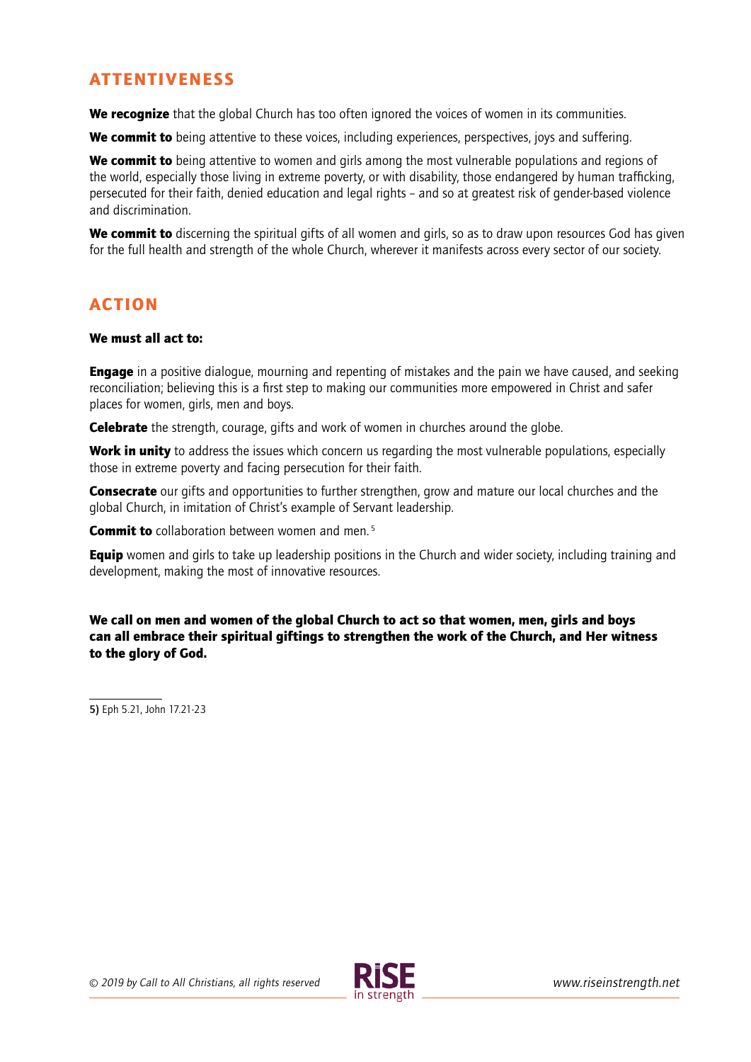## ATTENTIVENESS

**We recognize** that the global Church has too often ignored the voices of women in its communities.

**We commit to** being attentive to these voices, including experiences, perspectives, joys and suffering.

**We commit to** being attentive to women and girls among the most vulnerable populations and regions of the world, especially those living in extreme poverty, or with disability, those endangered by human trafficking, persecuted for their faith, denied education and legal rights – and so at greatest risk of gender-based violence and discrimination.

**We commit to** discerning the spiritual gifts of all women and girls, so as to draw upon resources God has given for the full health and strength of the whole Church, wherever it manifests across every sector of our society.

## ACTION

**We must all act to:**

**Engage** in a positive dialogue, mourning and repenting of mistakes and the pain we have caused, and seeking reconciliation; believing this is a first step to making our communities more empowered in Christ and safer places for women, girls, men and boys.

**Celebrate** the strength, courage, gifts and work of women in churches around the globe.

**Work in unity** to address the issues which concern us regarding the most vulnerable populations, especially those in extreme poverty and facing persecution for their faith.

**Consecrate** our gifts and opportunities to further strengthen, grow and mature our local churches and the global Church, in imitation of Christ's example of Servant leadership.

**Commit to** collaboration between women and men.[5]

**Equip** women and girls to take up leadership positions in the Church and wider society, including training and development, making the most of innovative resources.

**We call on men and women of the global Church to act so that women, men, girls and boys can all embrace their spiritual giftings to strengthen the work of the Church, and Her witness to the glory of God.**

---

**5)** Eph 5.21, John 17.21-23